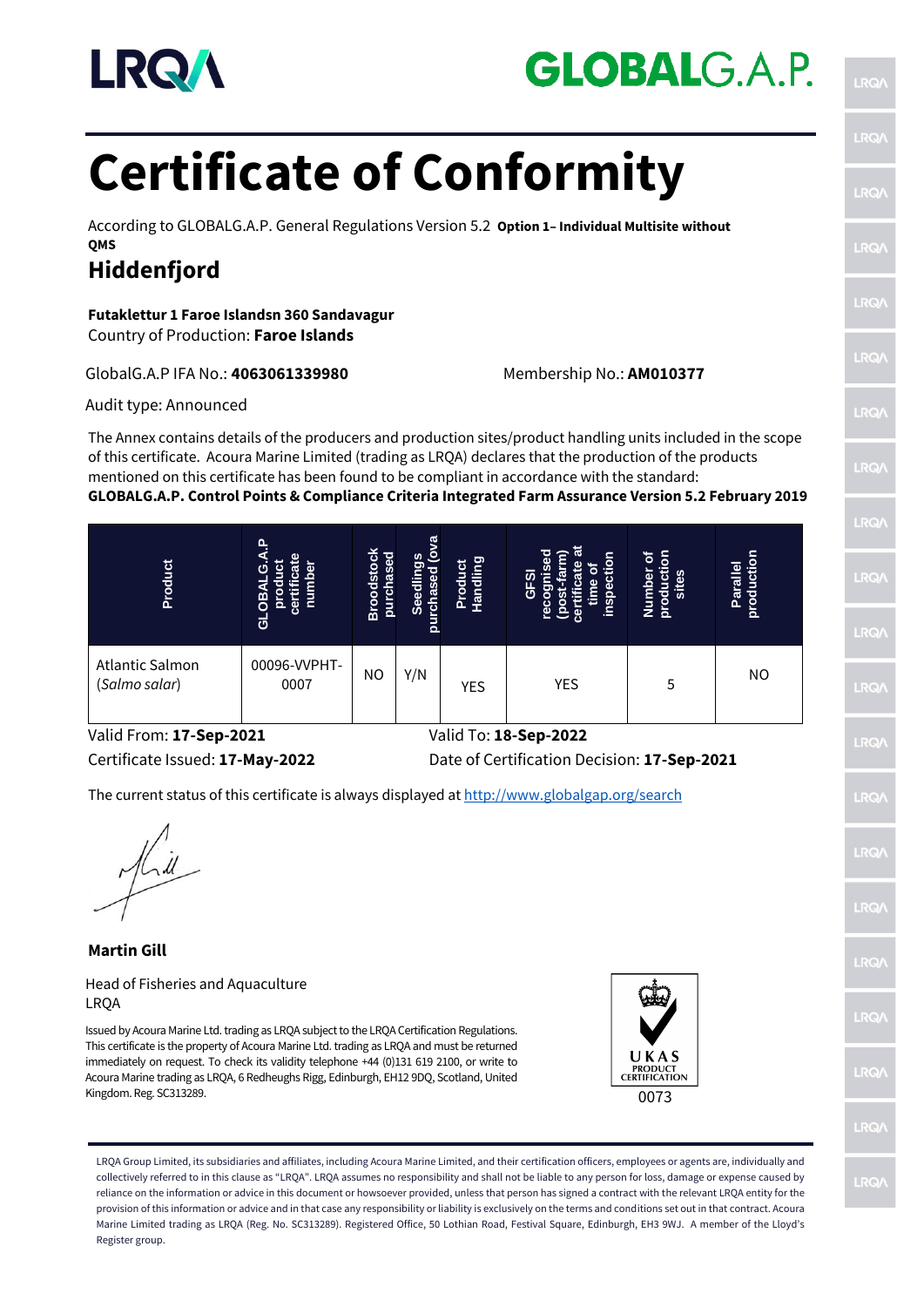LRQA

GLOBALG.A.P.

# Certificate of Conformity

According to GLOBALG.A.P. General Regulations Version 5.2 **Option 1– Individual Multisite without QMS**

## Hiddenfjord

**Futaklettur 1 Faroe Islandsn 360 Sandavagur**
Country of Production: **Faroe Islands**

GlobalG.A.P IFA No.: **4063061339980**

Membership No.: **AM010377**

Audit type: Announced

The Annex contains details of the producers and production sites/product handling units included in the scope of this certificate. Acoura Marine Limited (trading as LRQA) declares that the production of the products mentioned on this certificate has been found to be compliant in accordance with the standard:
**GLOBALG.A.P. Control Points & Compliance Criteria Integrated Farm Assurance Version 5.2 February 2019**

| Product | GLOBALG.A.P product certificate number | Broodstock purchased | Seedlings purchased (ova | Product Handling | GFSI recognised (post-farm) certificate at time of inspection | Number of production sites | Parallel production |
|---|---|---|---|---|---|---|---|
| Atlantic Salmon (*Salmo salar*) | 00096-VVPHT-0007 | NO | Y/N | YES | YES | 5 | NO |

Valid From: **17-Sep-2021**

Valid To: **18-Sep-2022**

Certificate Issued: **17-May-2022**

Date of Certification Decision: **17-Sep-2021**

The current status of this certificate is always displayed at http://www.globalgap.org/search

**Martin Gill**

Head of Fisheries and Aquaculture
LRQA

Issued by Acoura Marine Ltd. trading as LRQA subject to the LRQA Certification Regulations. This certificate is the property of Acoura Marine Ltd. trading as LRQA and must be returned immediately on request. To check its validity telephone +44 (0)131 619 2100, or write to Acoura Marine trading as LRQA, 6 Redheughs Rigg, Edinburgh, EH12 9DQ, Scotland, United Kingdom. Reg. SC313289.

UKAS PRODUCT CERTIFICATION
0073

LRQA Group Limited, its subsidiaries and affiliates, including Acoura Marine Limited, and their certification officers, employees or agents are, individually and collectively referred to in this clause as "LRQA". LRQA assumes no responsibility and shall not be liable to any person for loss, damage or expense caused by reliance on the information or advice in this document or howsoever provided, unless that person has signed a contract with the relevant LRQA entity for the provision of this information or advice and in that case any responsibility or liability is exclusively on the terms and conditions set out in that contract. Acoura Marine Limited trading as LRQA (Reg. No. SC313289). Registered Office, 50 Lothian Road, Festival Square, Edinburgh, EH3 9WJ. A member of the Lloyd's Register group.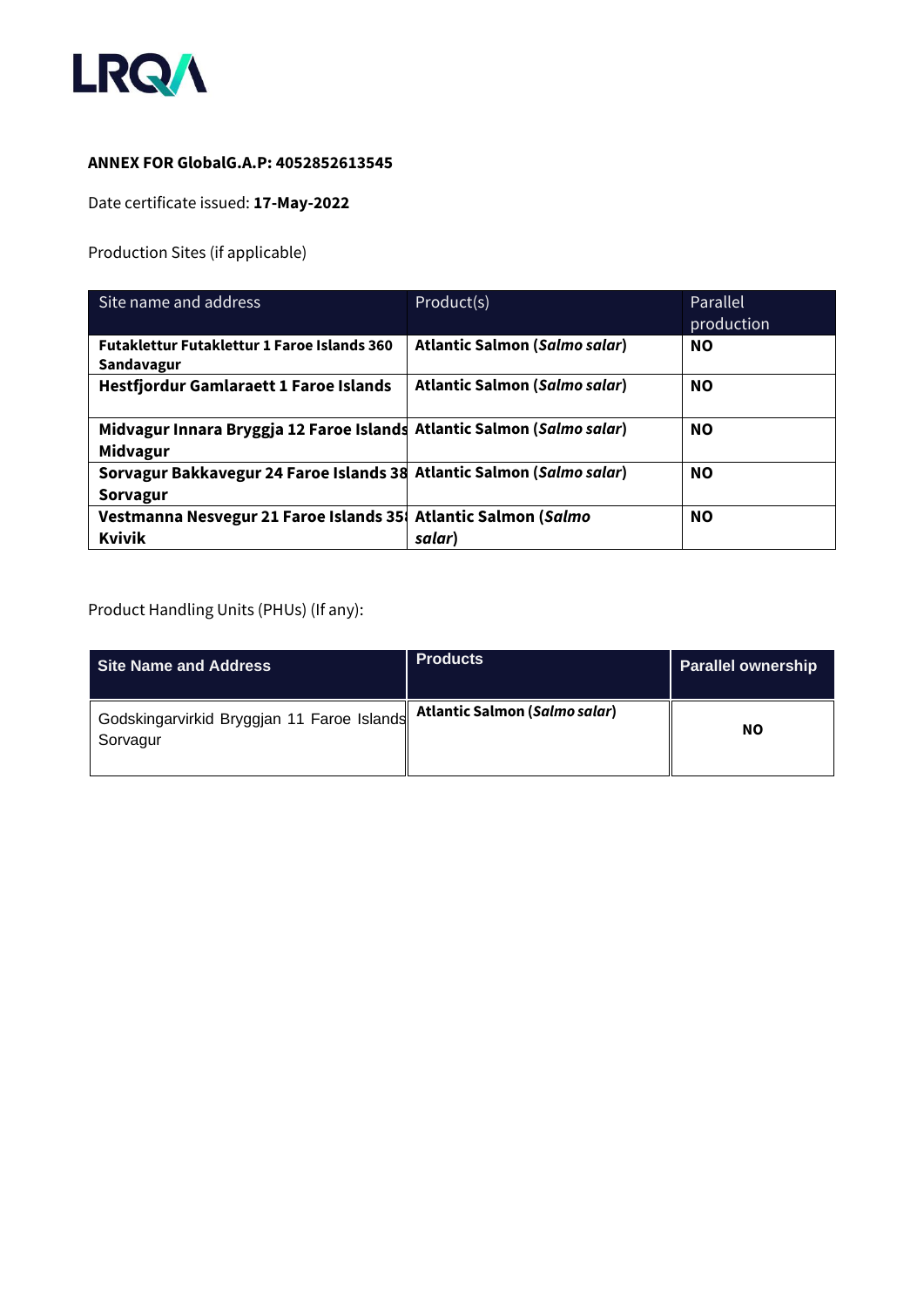**ANNEX FOR GlobalG.A.P: 4052852613545**

Date certificate issued: **17-May-2022**

Production Sites (if applicable)

| Site name and address | Product(s) | Parallel production |
|---|---|---|
| **Futaklettur Futaklettur 1 Faroe Islands 360 Sandavagur** | **Atlantic Salmon (*Salmo salar*)** | **NO** |
| **Hestfjordur Gamlaraett 1 Faroe Islands** | **Atlantic Salmon (*Salmo salar*)** | **NO** |
| **Midvagur Innara Bryggja 12 Faroe Islands Midvagur** | **Atlantic Salmon (*Salmo salar*)** | **NO** |
| **Sorvagur Bakkavegur 24 Faroe Islands 38 Sorvagur** | **Atlantic Salmon (*Salmo salar*)** | **NO** |
| **Vestmanna Nesvegur 21 Faroe Islands 35 Kvivik** | **Atlantic Salmon (*Salmo salar*)** | **NO** |

Product Handling Units (PHUs) (If any):

| Site Name and Address | Products | Parallel ownership |
|---|---|---|
| Godskingarvirkid Bryggjan 11 Faroe Islands Sorvagur | **Atlantic Salmon (*Salmo salar*)** | **NO** |